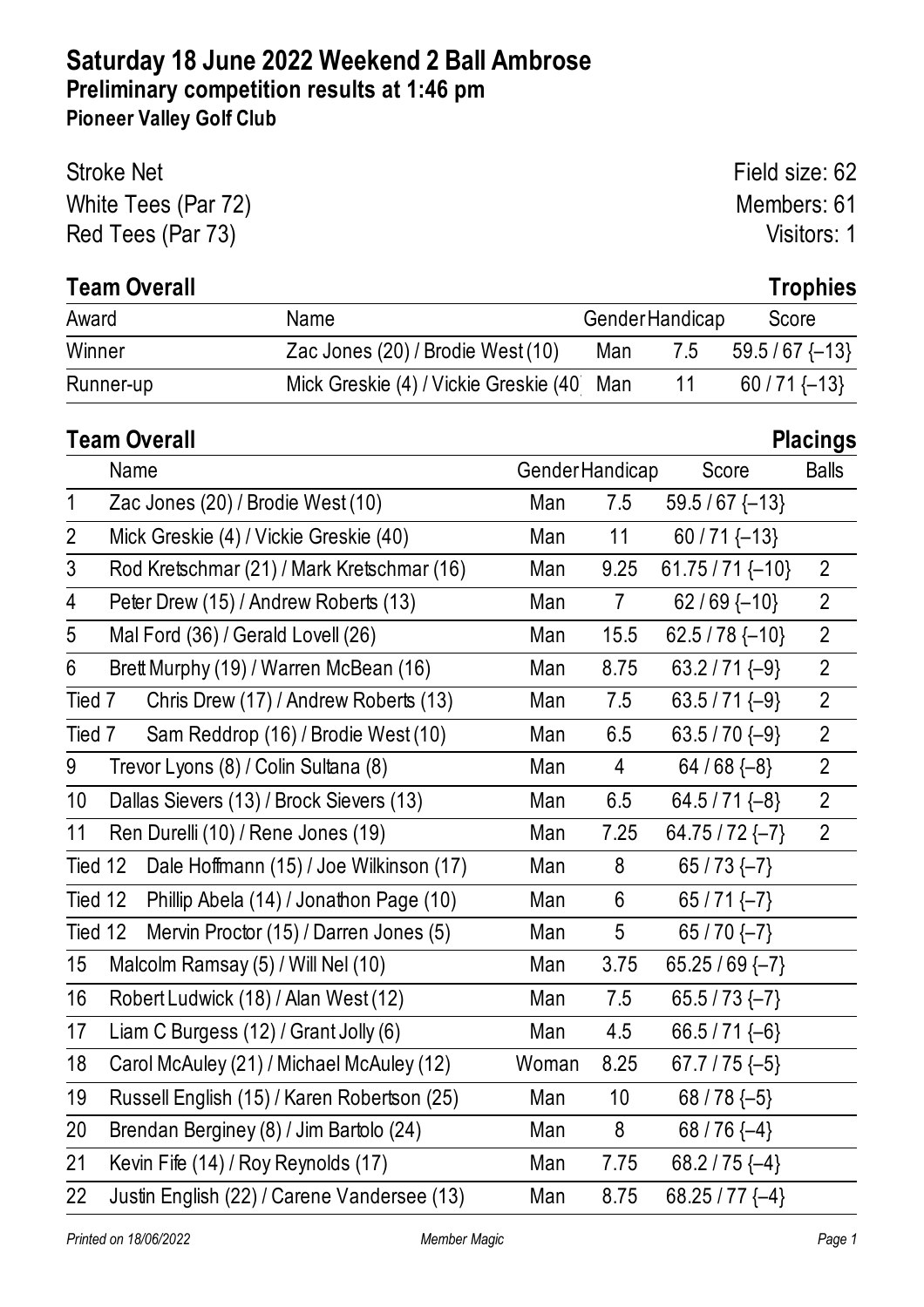# Saturday 18 June 2022 Weekend 2 Ball Ambrose

## Preliminary competition results at 1:46 pm

### Pioneer Valley Golf Club

Stroke Net
White Tees (Par 72)
Red Tees (Par 73)

Field size: 62
Members: 61
Visitors: 1

## Team Overall — Trophies

| Award | Name | Gender | Handicap | Score |
|---|---|---|---|---|
| Winner | Zac Jones (20) / Brodie West (10) | Man | 7.5 | 59.5 / 67 {–13} |
| Runner-up | Mick Greskie (4) / Vickie Greskie (40) | Man | 11 | 60 / 71 {–13} |

## Team Overall — Placings

| | Name | Gender | Handicap | Score | Balls |
|---|---|---|---|---|---|
| 1 | Zac Jones (20) / Brodie West (10) | Man | 7.5 | 59.5 / 67 {–13} | |
| 2 | Mick Greskie (4) / Vickie Greskie (40) | Man | 11 | 60 / 71 {–13} | |
| 3 | Rod Kretschmar (21) / Mark Kretschmar (16) | Man | 9.25 | 61.75 / 71 {–10} | 2 |
| 4 | Peter Drew (15) / Andrew Roberts (13) | Man | 7 | 62 / 69 {–10} | 2 |
| 5 | Mal Ford (36) / Gerald Lovell (26) | Man | 15.5 | 62.5 / 78 {–10} | 2 |
| 6 | Brett Murphy (19) / Warren McBean (16) | Man | 8.75 | 63.2 / 71 {–9} | 2 |
| Tied 7 | Chris Drew (17) / Andrew Roberts (13) | Man | 7.5 | 63.5 / 71 {–9} | 2 |
| Tied 7 | Sam Reddrop (16) / Brodie West (10) | Man | 6.5 | 63.5 / 70 {–9} | 2 |
| 9 | Trevor Lyons (8) / Colin Sultana (8) | Man | 4 | 64 / 68 {–8} | 2 |
| 10 | Dallas Sievers (13) / Brock Sievers (13) | Man | 6.5 | 64.5 / 71 {–8} | 2 |
| 11 | Ren Durelli (10) / Rene Jones (19) | Man | 7.25 | 64.75 / 72 {–7} | 2 |
| Tied 12 | Dale Hoffmann (15) / Joe Wilkinson (17) | Man | 8 | 65 / 73 {–7} | |
| Tied 12 | Phillip Abela (14) / Jonathon Page (10) | Man | 6 | 65 / 71 {–7} | |
| Tied 12 | Mervin Proctor (15) / Darren Jones (5) | Man | 5 | 65 / 70 {–7} | |
| 15 | Malcolm Ramsay (5) / Will Nel (10) | Man | 3.75 | 65.25 / 69 {–7} | |
| 16 | Robert Ludwick (18) / Alan West (12) | Man | 7.5 | 65.5 / 73 {–7} | |
| 17 | Liam C Burgess (12) / Grant Jolly (6) | Man | 4.5 | 66.5 / 71 {–6} | |
| 18 | Carol McAuley (21) / Michael McAuley (12) | Woman | 8.25 | 67.7 / 75 {–5} | |
| 19 | Russell English (15) / Karen Robertson (25) | Man | 10 | 68 / 78 {–5} | |
| 20 | Brendan Berginey (8) / Jim Bartolo (24) | Man | 8 | 68 / 76 {–4} | |
| 21 | Kevin Fife (14) / Roy Reynolds (17) | Man | 7.75 | 68.2 / 75 {–4} | |
| 22 | Justin English (22) / Carene Vandersee (13) | Man | 8.75 | 68.25 / 77 {–4} | |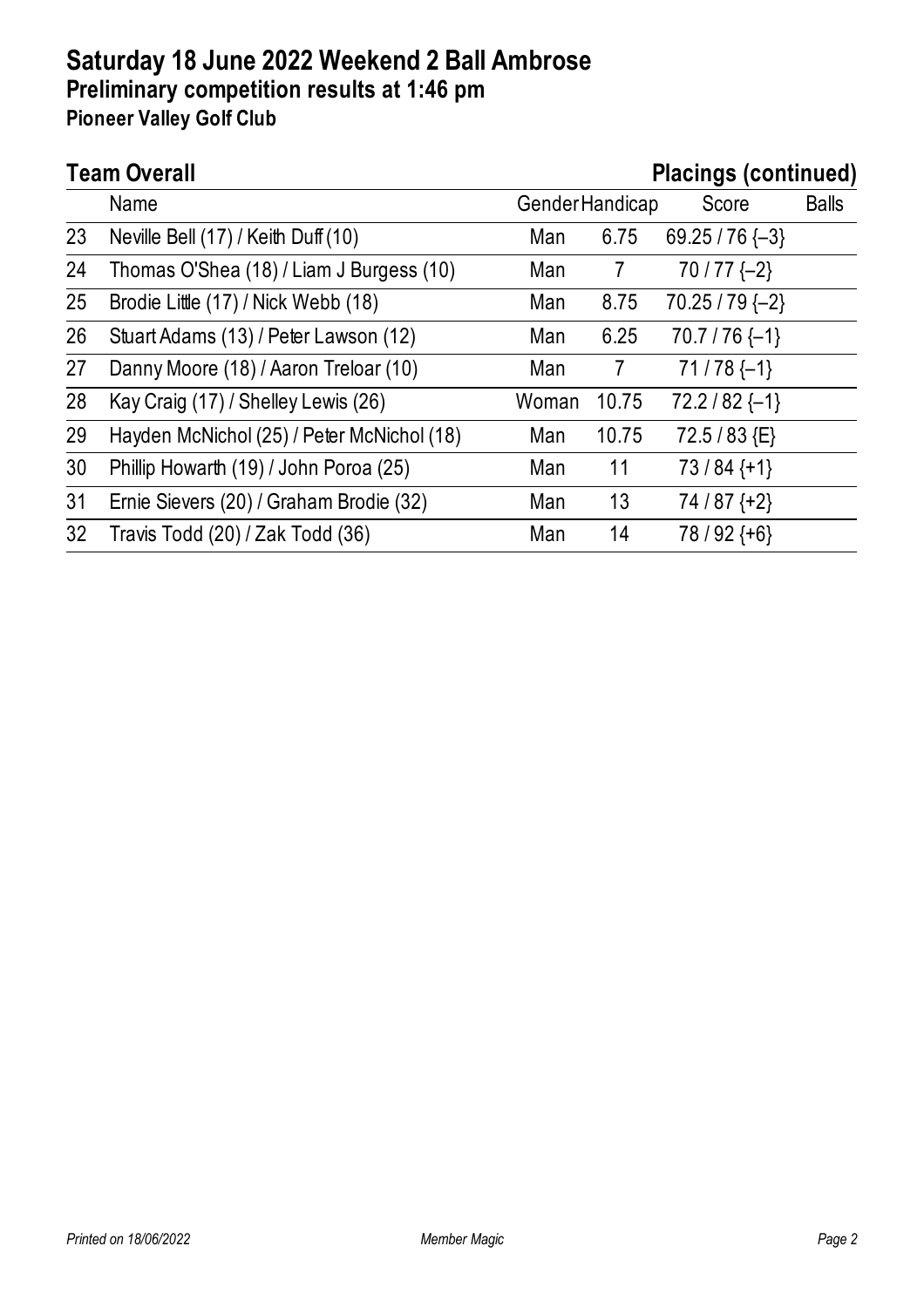# Saturday 18 June 2022 Weekend 2 Ball Ambrose

## Preliminary competition results at 1:46 pm

### Pioneer Valley Golf Club

**Team Overall** **Placings (continued)**

| | Name | Gender | Handicap | Score | Balls |
|---|---|---|---|---|---|
| 23 | Neville Bell (17) / Keith Duff (10) | Man | 6.75 | 69.25 / 76 {–3} | |
| 24 | Thomas O'Shea (18) / Liam J Burgess (10) | Man | 7 | 70 / 77 {–2} | |
| 25 | Brodie Little (17) / Nick Webb (18) | Man | 8.75 | 70.25 / 79 {–2} | |
| 26 | Stuart Adams (13) / Peter Lawson (12) | Man | 6.25 | 70.7 / 76 {–1} | |
| 27 | Danny Moore (18) / Aaron Treloar (10) | Man | 7 | 71 / 78 {–1} | |
| 28 | Kay Craig (17) / Shelley Lewis (26) | Woman | 10.75 | 72.2 / 82 {–1} | |
| 29 | Hayden McNichol (25) / Peter McNichol (18) | Man | 10.75 | 72.5 / 83 {E} | |
| 30 | Phillip Howarth (19) / John Poroa (25) | Man | 11 | 73 / 84 {+1} | |
| 31 | Ernie Sievers (20) / Graham Brodie (32) | Man | 13 | 74 / 87 {+2} | |
| 32 | Travis Todd (20) / Zak Todd (36) | Man | 14 | 78 / 92 {+6} | |

*Printed on 18/06/2022* *Member Magic*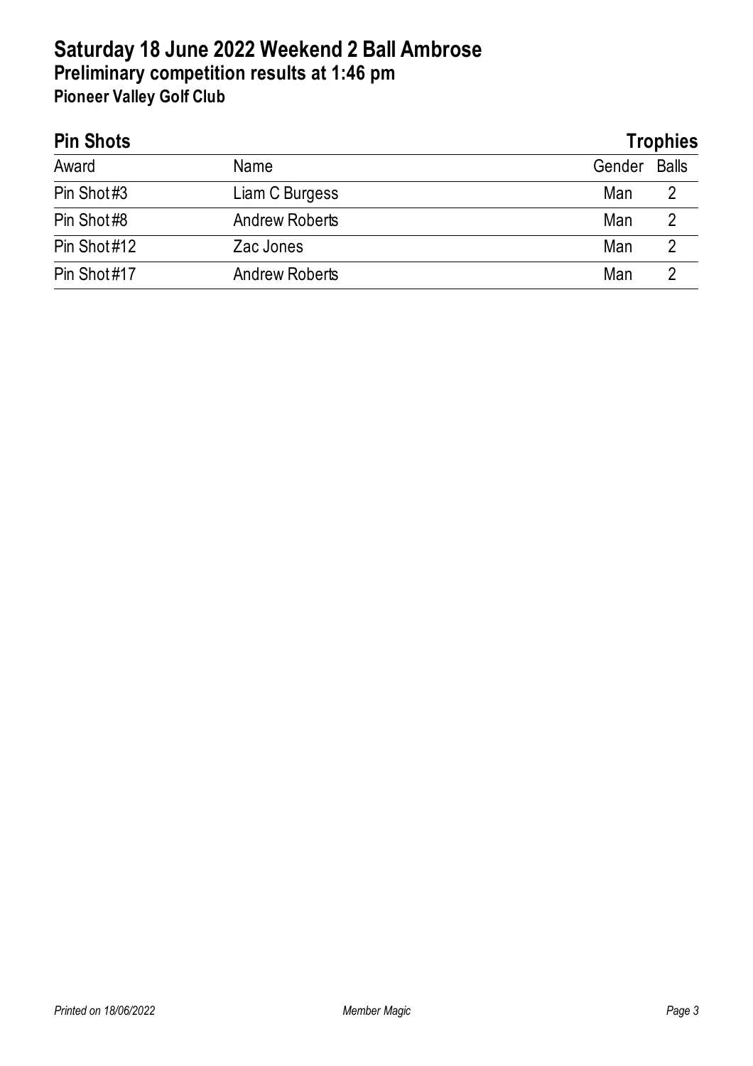# Saturday 18 June 2022 Weekend 2 Ball Ambrose

## Preliminary competition results at 1:46 pm

### Pioneer Valley Golf Club

## Pin Shots — Trophies

| Award | Name | Gender | Balls |
|---|---|---|---|
| Pin Shot #3 | Liam C Burgess | Man | 2 |
| Pin Shot #8 | Andrew Roberts | Man | 2 |
| Pin Shot #12 | Zac Jones | Man | 2 |
| Pin Shot #17 | Andrew Roberts | Man | 2 |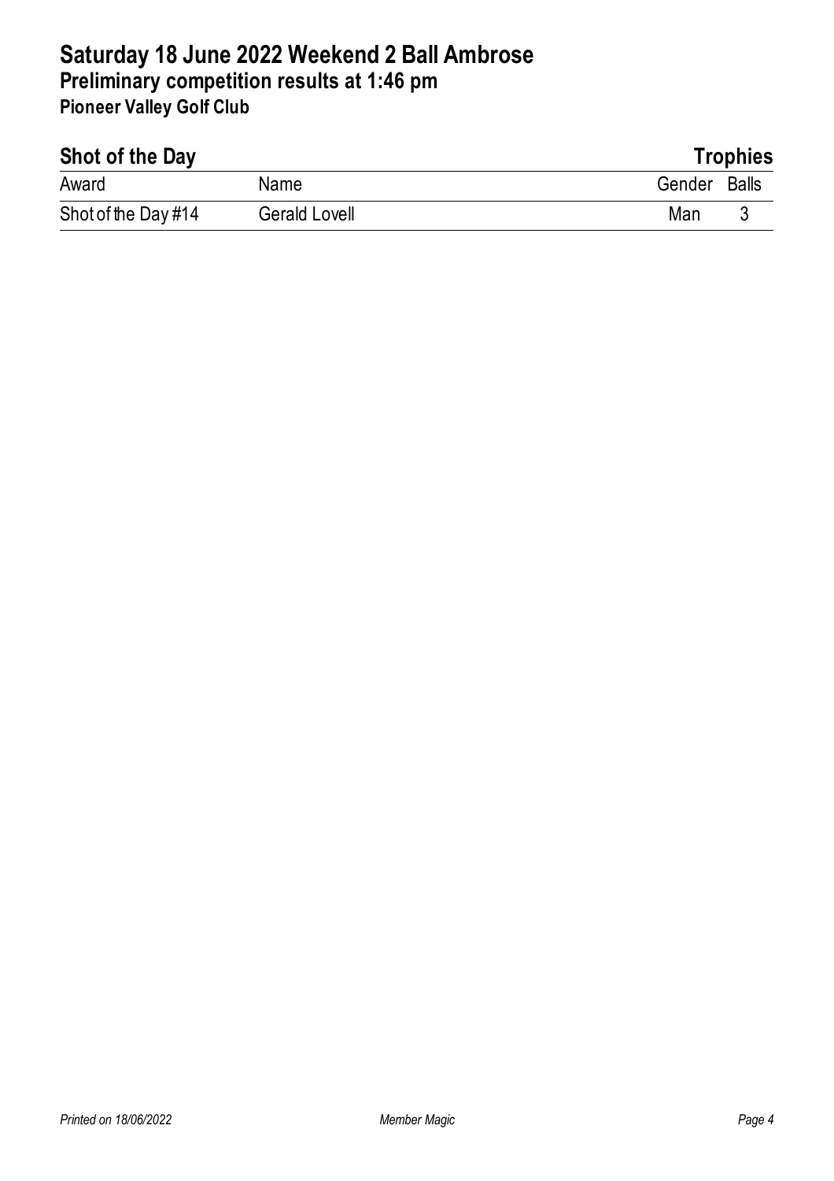# Saturday 18 June 2022 Weekend 2 Ball Ambrose

## Preliminary competition results at 1:46 pm

### Pioneer Valley Golf Club

## Shot of the Day — Trophies

| Award | Name | Gender | Balls |
|---|---|---|---|
| Shot of the Day #14 | Gerald Lovell | Man | 3 |